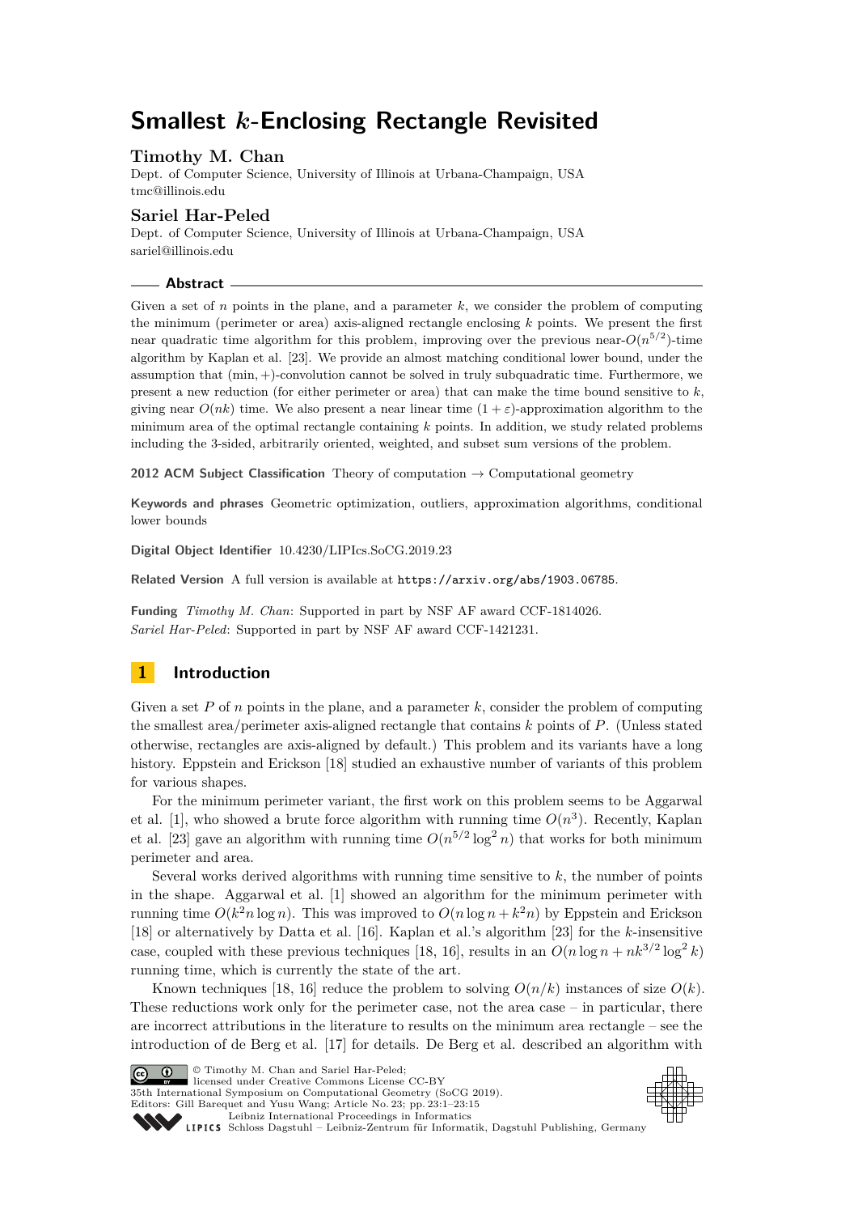# Smallest $k$-Enclosing Rectangle Revisited

**Timothy M. Chan**
Dept. of Computer Science, University of Illinois at Urbana-Champaign, USA
tmc@illinois.edu

**Sariel Har-Peled**
Dept. of Computer Science, University of Illinois at Urbana-Champaign, USA
sariel@illinois.edu

## Abstract

Given a set of $n$ points in the plane, and a parameter $k$, we consider the problem of computing the minimum (perimeter or area) axis-aligned rectangle enclosing $k$ points. We present the first near quadratic time algorithm for this problem, improving over the previous near-$O(n^{5/2})$-time algorithm by Kaplan et al. [23]. We provide an almost matching conditional lower bound, under the assumption that $(\min, +)$-convolution cannot be solved in truly subquadratic time. Furthermore, we present a new reduction (for either perimeter or area) that can make the time bound sensitive to $k$, giving near $O(nk)$ time. We also present a near linear time $(1 + \varepsilon)$-approximation algorithm to the minimum area of the optimal rectangle containing $k$ points. In addition, we study related problems including the 3-sided, arbitrarily oriented, weighted, and subset sum versions of the problem.

**2012 ACM Subject Classification** Theory of computation → Computational geometry

**Keywords and phrases** Geometric optimization, outliers, approximation algorithms, conditional lower bounds

**Digital Object Identifier** 10.4230/LIPIcs.SoCG.2019.23

**Related Version** A full version is available at https://arxiv.org/abs/1903.06785.

**Funding** *Timothy M. Chan*: Supported in part by NSF AF award CCF-1814026.
*Sariel Har-Peled*: Supported in part by NSF AF award CCF-1421231.

## 1 Introduction

Given a set $P$ of $n$ points in the plane, and a parameter $k$, consider the problem of computing the smallest area/perimeter axis-aligned rectangle that contains $k$ points of $P$. (Unless stated otherwise, rectangles are axis-aligned by default.) This problem and its variants have a long history. Eppstein and Erickson [18] studied an exhaustive number of variants of this problem for various shapes.

For the minimum perimeter variant, the first work on this problem seems to be Aggarwal et al. [1], who showed a brute force algorithm with running time $O(n^3)$. Recently, Kaplan et al. [23] gave an algorithm with running time $O(n^{5/2} \log^2 n)$ that works for both minimum perimeter and area.

Several works derived algorithms with running time sensitive to $k$, the number of points in the shape. Aggarwal et al. [1] showed an algorithm for the minimum perimeter with running time $O(k^2 n \log n)$. This was improved to $O(n \log n + k^2 n)$ by Eppstein and Erickson [18] or alternatively by Datta et al. [16]. Kaplan et al.'s algorithm [23] for the $k$-insensitive case, coupled with these previous techniques [18, 16], results in an $O(n \log n + nk^{3/2} \log^2 k)$ running time, which is currently the state of the art.

Known techniques [18, 16] reduce the problem to solving $O(n/k)$ instances of size $O(k)$. These reductions work only for the perimeter case, not the area case – in particular, there are incorrect attributions in the literature to results on the minimum area rectangle – see the introduction of de Berg et al. [17] for details. De Berg et al. described an algorithm with

© Timothy M. Chan and Sariel Har-Peled;
licensed under Creative Commons License CC-BY
35th International Symposium on Computational Geometry (SoCG 2019).
Editors: Gill Barequet and Yusu Wang; Article No. 23; pp. 23:1–23:15
Leibniz International Proceedings in Informatics
Schloss Dagstuhl – Leibniz-Zentrum für Informatik, Dagstuhl Publishing, Germany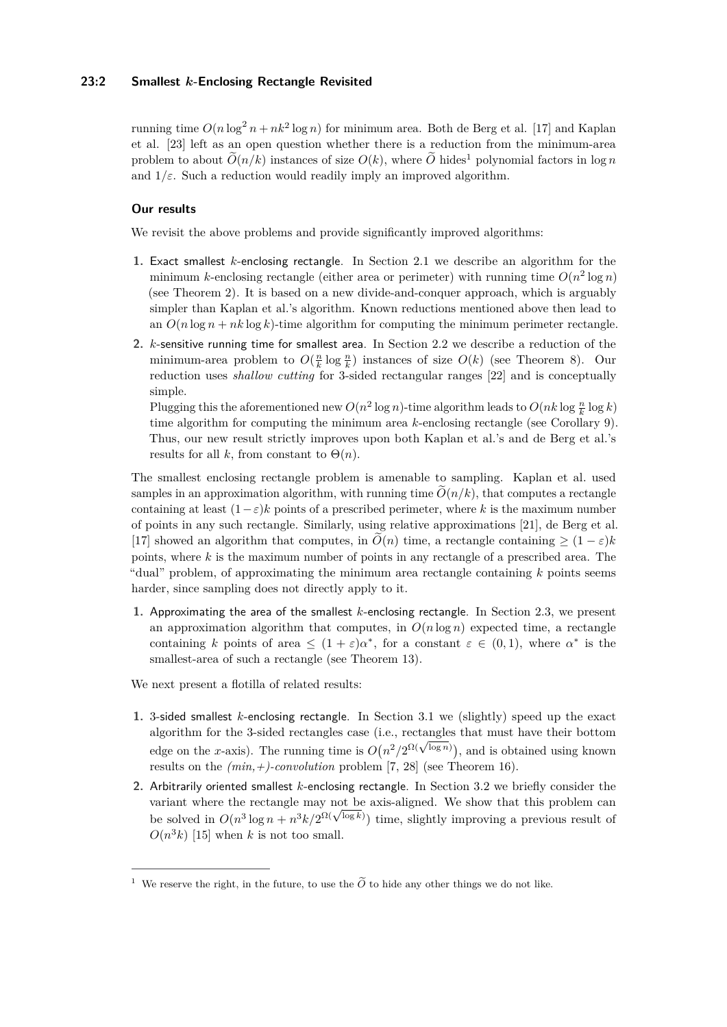running time $O(n \log^2 n + nk^2 \log n)$ for minimum area. Both de Berg et al. [17] and Kaplan et al. [23] left as an open question whether there is a reduction from the minimum-area problem to about $\widetilde{O}(n/k)$ instances of size $O(k)$, where $\widetilde{O}$ hides[1] polynomial factors in $\log n$ and $1/\varepsilon$. Such a reduction would readily imply an improved algorithm.

### Our results

We revisit the above problems and provide significantly improved algorithms:

1. Exact smallest $k$-enclosing rectangle. In Section 2.1 we describe an algorithm for the minimum $k$-enclosing rectangle (either area or perimeter) with running time $O(n^2 \log n)$ (see Theorem 2). It is based on a new divide-and-conquer approach, which is arguably simpler than Kaplan et al.'s algorithm. Known reductions mentioned above then lead to an $O(n \log n + nk \log k)$-time algorithm for computing the minimum perimeter rectangle.
2. $k$-sensitive running time for smallest area. In Section 2.2 we describe a reduction of the minimum-area problem to $O(\frac{n}{k} \log \frac{n}{k})$ instances of size $O(k)$ (see Theorem 8). Our reduction uses *shallow cutting* for 3-sided rectangular ranges [22] and is conceptually simple.

   Plugging this the aforementioned new $O(n^2 \log n)$-time algorithm leads to $O(nk \log \frac{n}{k} \log k)$ time algorithm for computing the minimum area $k$-enclosing rectangle (see Corollary 9). Thus, our new result strictly improves upon both Kaplan et al.'s and de Berg et al.'s results for all $k$, from constant to $\Theta(n)$.

The smallest enclosing rectangle problem is amenable to sampling. Kaplan et al. used samples in an approximation algorithm, with running time $\widetilde{O}(n/k)$, that computes a rectangle containing at least $(1-\varepsilon)k$ points of a prescribed perimeter, where $k$ is the maximum number of points in any such rectangle. Similarly, using relative approximations [21], de Berg et al. [17] showed an algorithm that computes, in $\widetilde{O}(n)$ time, a rectangle containing $\geq (1-\varepsilon)k$ points, where $k$ is the maximum number of points in any rectangle of a prescribed area. The "dual" problem, of approximating the minimum area rectangle containing $k$ points seems harder, since sampling does not directly apply to it.

1. Approximating the area of the smallest $k$-enclosing rectangle. In Section 2.3, we present an approximation algorithm that computes, in $O(n \log n)$ expected time, a rectangle containing $k$ points of area $\leq (1+\varepsilon)\alpha^*$, for a constant $\varepsilon \in (0,1)$, where $\alpha^*$ is the smallest-area of such a rectangle (see Theorem 13).

We next present a flotilla of related results:

1. 3-sided smallest $k$-enclosing rectangle. In Section 3.1 we (slightly) speed up the exact algorithm for the 3-sided rectangles case (i.e., rectangles that must have their bottom edge on the $x$-axis). The running time is $O\big(n^2/2^{\Omega(\sqrt{\log n})}\big)$, and is obtained using known results on the *(min,+)-convolution* problem [7, 28] (see Theorem 16).
2. Arbitrarily oriented smallest $k$-enclosing rectangle. In Section 3.2 we briefly consider the variant where the rectangle may not be axis-aligned. We show that this problem can be solved in $O(n^3 \log n + n^3 k / 2^{\Omega(\sqrt{\log k})})$ time, slightly improving a previous result of $O(n^3 k)$ [15] when $k$ is not too small.

[1] We reserve the right, in the future, to use the $\widetilde{O}$ to hide any other things we do not like.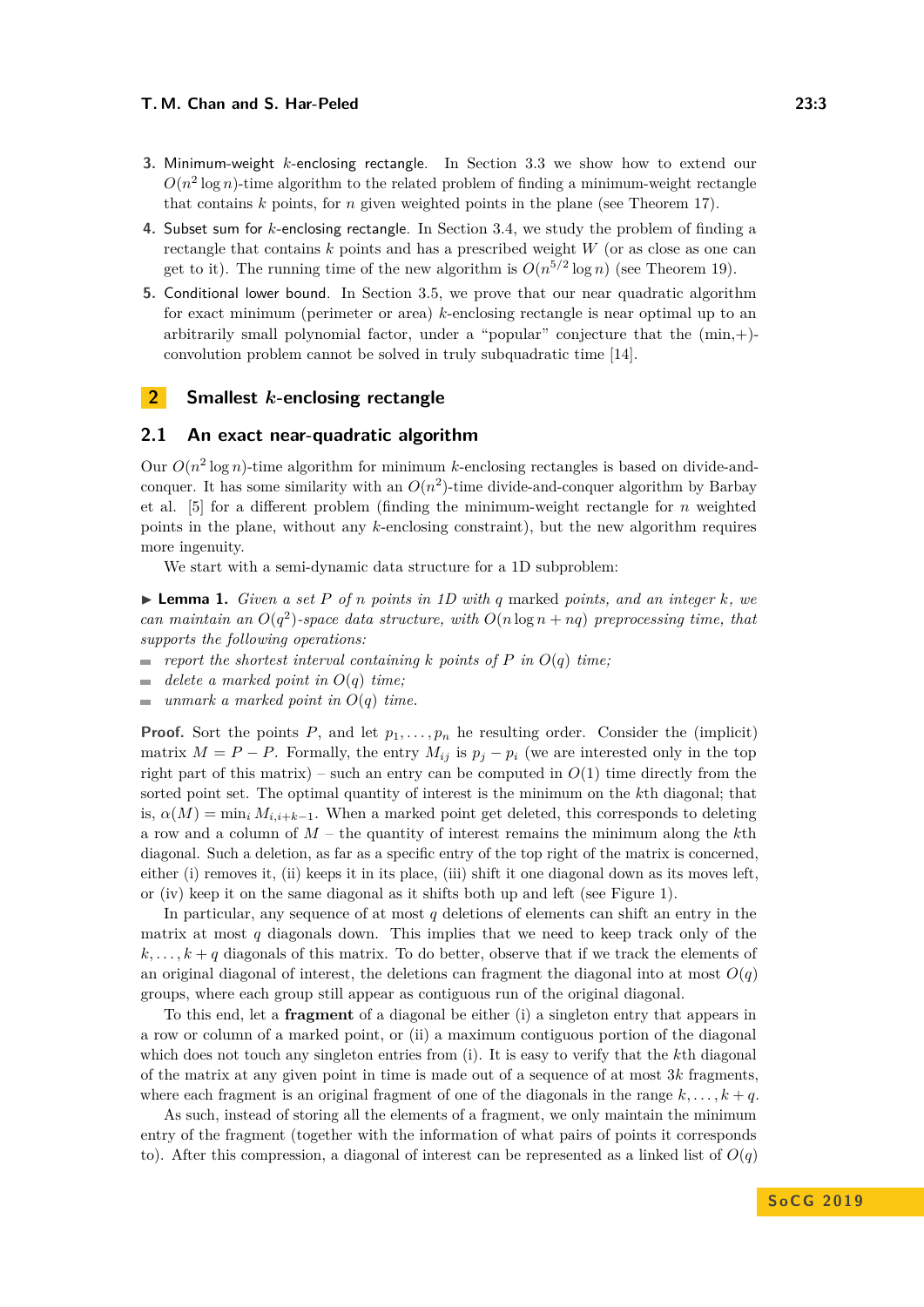3. Minimum-weight $k$-enclosing rectangle. In Section 3.3 we show how to extend our $O(n^2 \log n)$-time algorithm to the related problem of finding a minimum-weight rectangle that contains $k$ points, for $n$ given weighted points in the plane (see Theorem 17).
4. Subset sum for $k$-enclosing rectangle. In Section 3.4, we study the problem of finding a rectangle that contains $k$ points and has a prescribed weight $W$ (or as close as one can get to it). The running time of the new algorithm is $O(n^{5/2} \log n)$ (see Theorem 19).
5. Conditional lower bound. In Section 3.5, we prove that our near quadratic algorithm for exact minimum (perimeter or area) $k$-enclosing rectangle is near optimal up to an arbitrarily small polynomial factor, under a "popular" conjecture that the (min,+)-convolution problem cannot be solved in truly subquadratic time [14].

## 2 Smallest $k$-enclosing rectangle

### 2.1 An exact near-quadratic algorithm

Our $O(n^2 \log n)$-time algorithm for minimum $k$-enclosing rectangles is based on divide-and-conquer. It has some similarity with an $O(n^2)$-time divide-and-conquer algorithm by Barbay et al. [5] for a different problem (finding the minimum-weight rectangle for $n$ weighted points in the plane, without any $k$-enclosing constraint), but the new algorithm requires more ingenuity.

We start with a semi-dynamic data structure for a 1D subproblem:

▶ **Lemma 1.** *Given a set $P$ of $n$ points in 1D with $q$ marked points, and an integer $k$, we can maintain an $O(q^2)$-space data structure, with $O(n \log n + nq)$ preprocessing time, that supports the following operations:*

- *report the shortest interval containing $k$ points of $P$ in $O(q)$ time;*
- *delete a marked point in $O(q)$ time;*
- *unmark a marked point in $O(q)$ time.*

**Proof.** Sort the points $P$, and let $p_1, \ldots, p_n$ be resulting order. Consider the (implicit) matrix $M = P - P$. Formally, the entry $M_{ij}$ is $p_j - p_i$ (we are interested only in the top right part of this matrix) – such an entry can be computed in $O(1)$ time directly from the sorted point set. The optimal quantity of interest is the minimum on the $k$th diagonal; that is, $\alpha(M) = \min_i M_{i,i+k-1}$. When a marked point get deleted, this corresponds to deleting a row and a column of $M$ – the quantity of interest remains the minimum along the $k$th diagonal. Such a deletion, as far as a specific entry of the top right of the matrix is concerned, either (i) removes it, (ii) keeps it in its place, (iii) shift it one diagonal down as its moves left, or (iv) keep it on the same diagonal as it shifts both up and left (see Figure 1).

In particular, any sequence of at most $q$ deletions of elements can shift an entry in the matrix at most $q$ diagonals down. This implies that we need to keep track only of the $k, \ldots, k+q$ diagonals of this matrix. To do better, observe that if we track the elements of an original diagonal of interest, the deletions can fragment the diagonal into at most $O(q)$ groups, where each group still appear as contiguous run of the original diagonal.

To this end, let a **fragment** of a diagonal be either (i) a singleton entry that appears in a row or column of a marked point, or (ii) a maximum contiguous portion of the diagonal which does not touch any singleton entries from (i). It is easy to verify that the $k$th diagonal of the matrix at any given point in time is made out of a sequence of at most $3k$ fragments, where each fragment is an original fragment of one of the diagonals in the range $k, \ldots, k+q$.

As such, instead of storing all the elements of a fragment, we only maintain the minimum entry of the fragment (together with the information of what pairs of points it corresponds to). After this compression, a diagonal of interest can be represented as a linked list of $O(q)$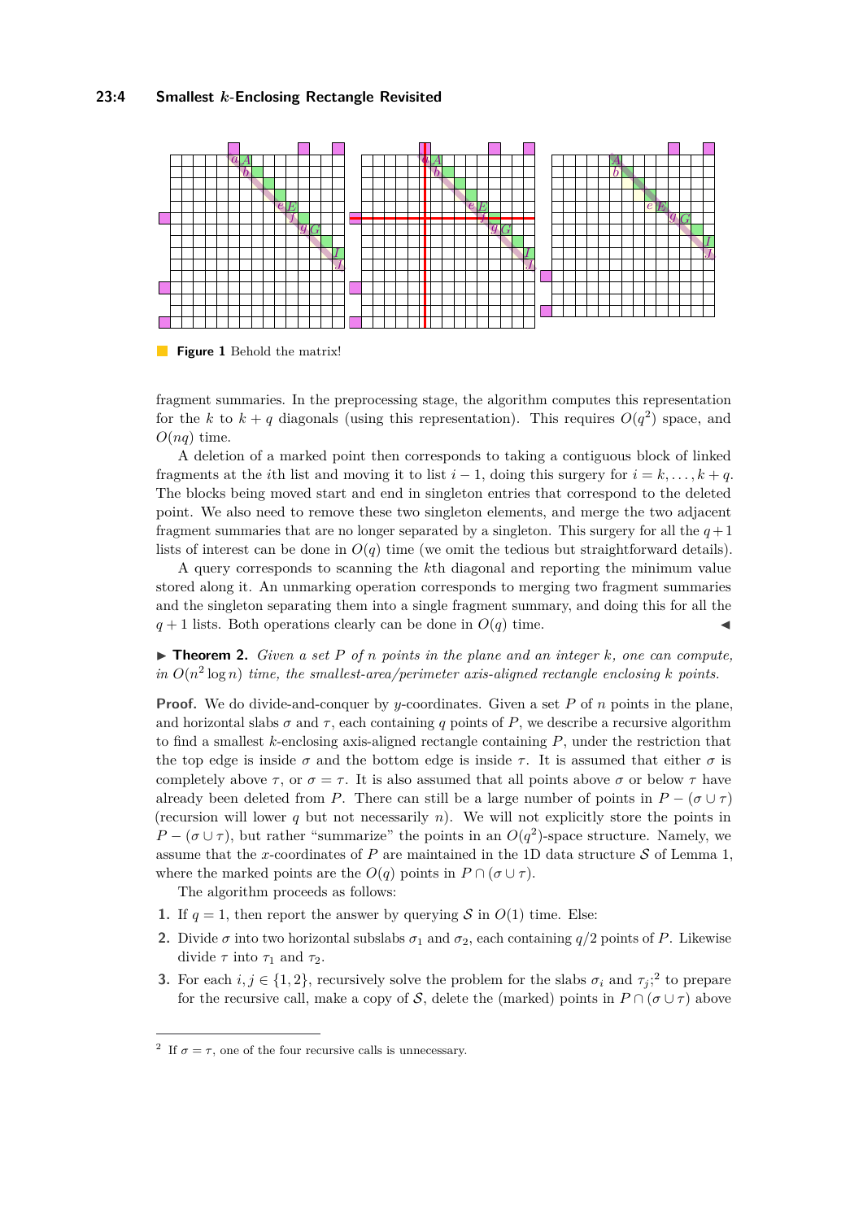**Figure 1** Behold the matrix!

fragment summaries. In the preprocessing stage, the algorithm computes this representation for the $k$ to $k+q$ diagonals (using this representation). This requires $O(q^2)$ space, and $O(nq)$ time.

A deletion of a marked point then corresponds to taking a contiguous block of linked fragments at the $i$th list and moving it to list $i-1$, doing this surgery for $i = k, \ldots, k+q$. The blocks being moved start and end in singleton entries that correspond to the deleted point. We also need to remove these two singleton elements, and merge the two adjacent fragment summaries that are no longer separated by a singleton. This surgery for all the $q+1$ lists of interest can be done in $O(q)$ time (we omit the tedious but straightforward details).

A query corresponds to scanning the $k$th diagonal and reporting the minimum value stored along it. An unmarking operation corresponds to merging two fragment summaries and the singleton separating them into a single fragment summary, and doing this for all the $q+1$ lists. Both operations clearly can be done in $O(q)$ time. ◀

▶ **Theorem 2.** *Given a set $P$ of $n$ points in the plane and an integer $k$, one can compute, in $O(n^2 \log n)$ time, the smallest-area/perimeter axis-aligned rectangle enclosing $k$ points.*

**Proof.** We do divide-and-conquer by $y$-coordinates. Given a set $P$ of $n$ points in the plane, and horizontal slabs $\sigma$ and $\tau$, each containing $q$ points of $P$, we describe a recursive algorithm to find a smallest $k$-enclosing axis-aligned rectangle containing $P$, under the restriction that the top edge is inside $\sigma$ and the bottom edge is inside $\tau$. It is assumed that either $\sigma$ is completely above $\tau$, or $\sigma = \tau$. It is also assumed that all points above $\sigma$ or below $\tau$ have already been deleted from $P$. There can still be a large number of points in $P - (\sigma \cup \tau)$ (recursion will lower $q$ but not necessarily $n$). We will not explicitly store the points in $P - (\sigma \cup \tau)$, but rather "summarize" the points in an $O(q^2)$-space structure. Namely, we assume that the $x$-coordinates of $P$ are maintained in the 1D data structure $\mathcal{S}$ of Lemma 1, where the marked points are the $O(q)$ points in $P \cap (\sigma \cup \tau)$.

The algorithm proceeds as follows:

1. If $q = 1$, then report the answer by querying $\mathcal{S}$ in $O(1)$ time. Else:
2. Divide $\sigma$ into two horizontal subslabs $\sigma_1$ and $\sigma_2$, each containing $q/2$ points of $P$. Likewise divide $\tau$ into $\tau_1$ and $\tau_2$.
3. For each $i, j \in \{1, 2\}$, recursively solve the problem for the slabs $\sigma_i$ and $\tau_j$;[2] to prepare for the recursive call, make a copy of $\mathcal{S}$, delete the (marked) points in $P \cap (\sigma \cup \tau)$ above

[2] If $\sigma = \tau$, one of the four recursive calls is unnecessary.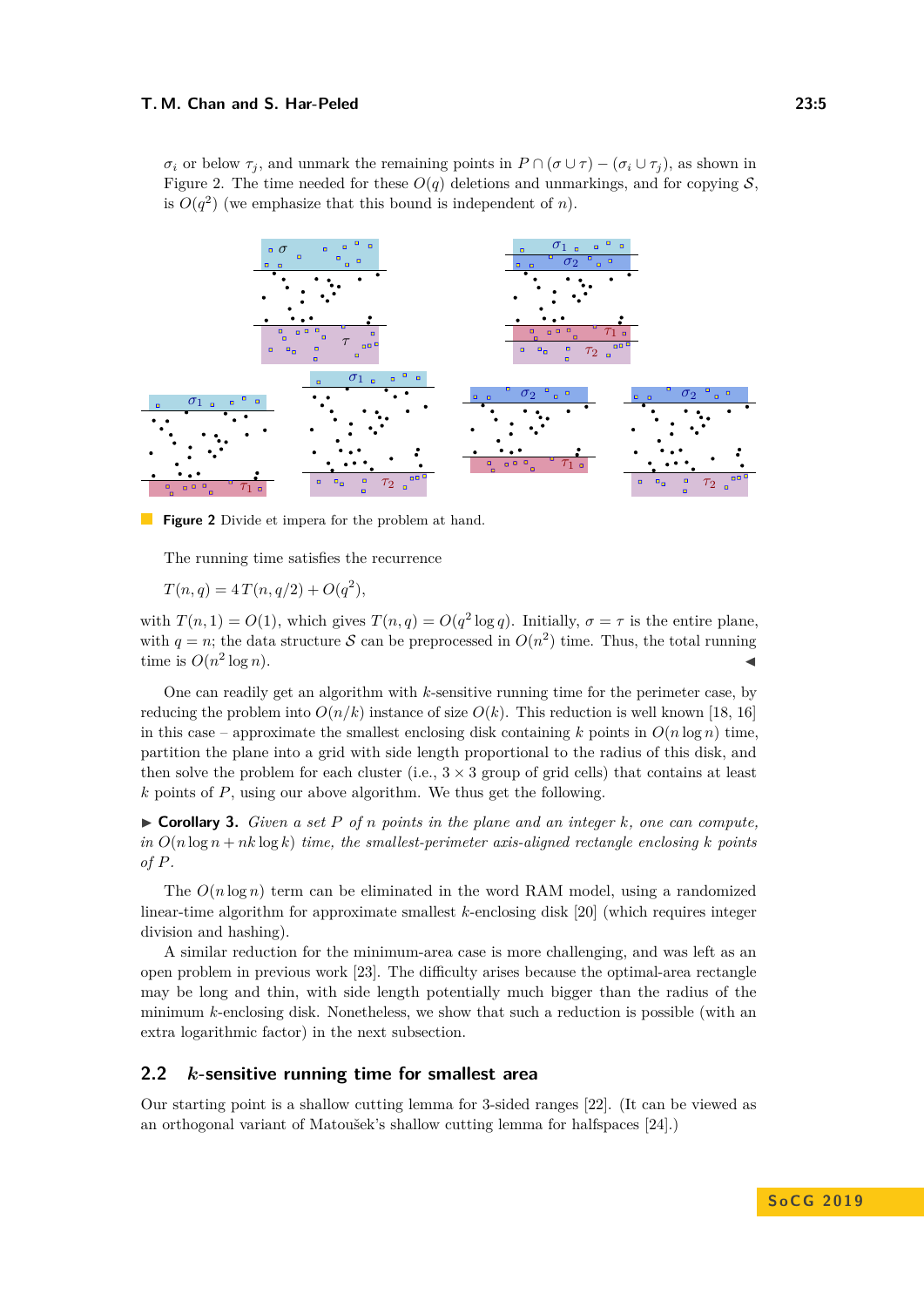$\sigma_i$ or below $\tau_j$, and unmark the remaining points in $P \cap (\sigma \cup \tau) - (\sigma_i \cup \tau_j)$, as shown in Figure 2. The time needed for these $O(q)$ deletions and unmarkings, and for copying $\mathcal{S}$, is $O(q^2)$ (we emphasize that this bound is independent of $n$).

**Figure 2** Divide et impera for the problem at hand.

The running time satisfies the recurrence

$$T(n, q) = 4\,T(n, q/2) + O(q^2),$$

with $T(n, 1) = O(1)$, which gives $T(n, q) = O(q^2 \log q)$. Initially, $\sigma = \tau$ is the entire plane, with $q = n$; the data structure $\mathcal{S}$ can be preprocessed in $O(n^2)$ time. Thus, the total running time is $O(n^2 \log n)$. ◀

One can readily get an algorithm with $k$-sensitive running time for the perimeter case, by reducing the problem into $O(n/k)$ instance of size $O(k)$. This reduction is well known [18, 16] in this case – approximate the smallest enclosing disk containing $k$ points in $O(n \log n)$ time, partition the plane into a grid with side length proportional to the radius of this disk, and then solve the problem for each cluster (i.e., $3 \times 3$ group of grid cells) that contains at least $k$ points of $P$, using our above algorithm. We thus get the following.

▶ **Corollary 3.** *Given a set $P$ of $n$ points in the plane and an integer $k$, one can compute, in $O(n \log n + nk \log k)$ time, the smallest-perimeter axis-aligned rectangle enclosing $k$ points of $P$.*

The $O(n \log n)$ term can be eliminated in the word RAM model, using a randomized linear-time algorithm for approximate smallest $k$-enclosing disk [20] (which requires integer division and hashing).

A similar reduction for the minimum-area case is more challenging, and was left as an open problem in previous work [23]. The difficulty arises because the optimal-area rectangle may be long and thin, with side length potentially much bigger than the radius of the minimum $k$-enclosing disk. Nonetheless, we show that such a reduction is possible (with an extra logarithmic factor) in the next subsection.

## 2.2 $k$-sensitive running time for smallest area

Our starting point is a shallow cutting lemma for 3-sided ranges [22]. (It can be viewed as an orthogonal variant of Matoušek's shallow cutting lemma for halfspaces [24].)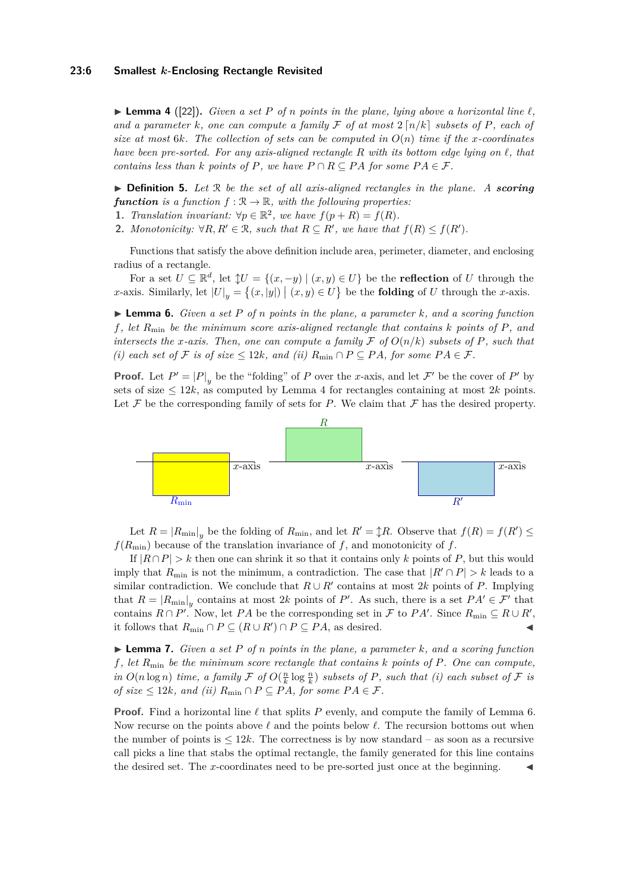▶ **Lemma 4** ([22]). *Given a set $P$ of $n$ points in the plane, lying above a horizontal line $\ell$, and a parameter $k$, one can compute a family $\mathcal{F}$ of at most $2\lceil n/k \rceil$ subsets of $P$, each of size at most $6k$. The collection of sets can be computed in $O(n)$ time if the $x$-coordinates have been pre-sorted. For any axis-aligned rectangle $R$ with its bottom edge lying on $\ell$, that contains less than $k$ points of $P$, we have $P \cap R \subseteq PA$ for some $PA \in \mathcal{F}$.*

▶ **Definition 5.** *Let $\mathcal{R}$ be the set of all axis-aligned rectangles in the plane. A* ***scoring function*** *is a function $f : \mathcal{R} \to \mathbb{R}$, with the following properties:*

1. *Translation invariant: $\forall p \in \mathbb{R}^2$, we have $f(p + R) = f(R)$.*
2. *Monotonicity: $\forall R, R' \in \mathcal{R}$, such that $R \subseteq R'$, we have that $f(R) \leq f(R')$.*

Functions that satisfy the above definition include area, perimeter, diameter, and enclosing radius of a rectangle.

For a set $U \subseteq \mathbb{R}^d$, let $\updownarrow U = \{(x, -y) \mid (x, y) \in U\}$ be the **reflection** of $U$ through the $x$-axis. Similarly, let $|U|_y = \{(x, |y|) \mid (x, y) \in U\}$ be the **folding** of $U$ through the $x$-axis.

▶ **Lemma 6.** *Given a set $P$ of $n$ points in the plane, a parameter $k$, and a scoring function $f$, let $R_{\min}$ be the minimum score axis-aligned rectangle that contains $k$ points of $P$, and intersects the $x$-axis. Then, one can compute a family $\mathcal{F}$ of $O(n/k)$ subsets of $P$, such that (i) each set of $\mathcal{F}$ is of size $\leq 12k$, and (ii) $R_{\min} \cap P \subseteq PA$, for some $PA \in \mathcal{F}$.*

**Proof.** Let $P' = |P|_y$ be the "folding" of $P$ over the $x$-axis, and let $\mathcal{F}'$ be the cover of $P'$ by sets of size $\leq 12k$, as computed by Lemma 4 for rectangles containing at most $2k$ points. Let $\mathcal{F}$ be the corresponding family of sets for $P$. We claim that $\mathcal{F}$ has the desired property.

Let $R = |R_{\min}|_y$ be the folding of $R_{\min}$, and let $R' = \updownarrow R$. Observe that $f(R) = f(R') \leq f(R_{\min})$ because of the translation invariance of $f$, and monotonicity of $f$.

If $|R \cap P| > k$ then one can shrink it so that it contains only $k$ points of $P$, but this would imply that $R_{\min}$ is not the minimum, a contradiction. The case that $|R' \cap P| > k$ leads to a similar contradiction. We conclude that $R \cup R'$ contains at most $2k$ points of $P$. Implying that $R = |R_{\min}|_y$ contains at most $2k$ points of $P'$. As such, there is a set $PA' \in \mathcal{F}'$ that contains $R \cap P'$. Now, let $PA$ be the corresponding set in $\mathcal{F}$ to $PA'$. Since $R_{\min} \subseteq R \cup R'$, it follows that $R_{\min} \cap P \subseteq (R \cup R') \cap P \subseteq PA$, as desired. ◀

▶ **Lemma 7.** *Given a set $P$ of $n$ points in the plane, a parameter $k$, and a scoring function $f$, let $R_{\min}$ be the minimum score rectangle that contains $k$ points of $P$. One can compute, in $O(n \log n)$ time, a family $\mathcal{F}$ of $O(\frac{n}{k} \log \frac{n}{k})$ subsets of $P$, such that (i) each subset of $\mathcal{F}$ is of size $\leq 12k$, and (ii) $R_{\min} \cap P \subseteq PA$, for some $PA \in \mathcal{F}$.*

**Proof.** Find a horizontal line $\ell$ that splits $P$ evenly, and compute the family of Lemma 6. Now recurse on the points above $\ell$ and the points below $\ell$. The recursion bottoms out when the number of points is $\leq 12k$. The correctness is by now standard – as soon as a recursive call picks a line that stabs the optimal rectangle, the family generated for this line contains the desired set. The $x$-coordinates need to be pre-sorted just once at the beginning. ◀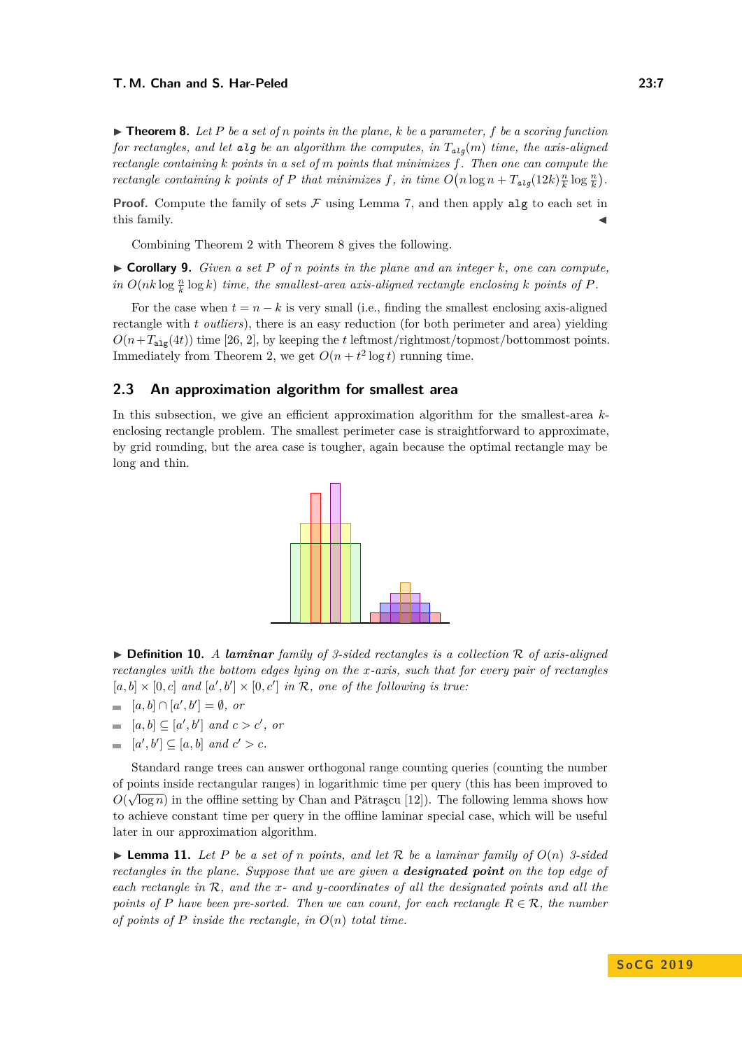▶ **Theorem 8.** *Let $P$ be a set of $n$ points in the plane, $k$ be a parameter, $f$ be a scoring function for rectangles, and let* **alg** *be an algorithm the computes, in $T_{\texttt{alg}}(m)$ time, the axis-aligned rectangle containing $k$ points in a set of $m$ points that minimizes $f$. Then one can compute the rectangle containing $k$ points of $P$ that minimizes $f$, in time $O\left(n \log n + T_{\texttt{alg}}(12k)\frac{n}{k}\log\frac{n}{k}\right)$.*

**Proof.** Compute the family of sets $\mathcal{F}$ using Lemma 7, and then apply `alg` to each set in this family. ◀

Combining Theorem 2 with Theorem 8 gives the following.

▶ **Corollary 9.** *Given a set $P$ of $n$ points in the plane and an integer $k$, one can compute, in $O(nk \log \frac{n}{k} \log k)$ time, the smallest-area axis-aligned rectangle enclosing $k$ points of $P$.*

For the case when $t = n - k$ is very small (i.e., finding the smallest enclosing axis-aligned rectangle with $t$ *outliers*), there is an easy reduction (for both perimeter and area) yielding $O(n + T_{\texttt{alg}}(4t))$ time [26, 2], by keeping the $t$ leftmost/rightmost/topmost/bottommost points. Immediately from Theorem 2, we get $O(n + t^2 \log t)$ running time.

## 2.3 An approximation algorithm for smallest area

In this subsection, we give an efficient approximation algorithm for the smallest-area $k$-enclosing rectangle problem. The smallest perimeter case is straightforward to approximate, by grid rounding, but the area case is tougher, again because the optimal rectangle may be long and thin.

▶ **Definition 10.** *A **laminar** family of 3-sided rectangles is a collection $\mathcal{R}$ of axis-aligned rectangles with the bottom edges lying on the $x$-axis, such that for every pair of rectangles $[a, b] \times [0, c]$ and $[a', b'] \times [0, c']$ in $\mathcal{R}$, one of the following is true:*

- *$[a, b] \cap [a', b'] = \emptyset$, or*
- *$[a, b] \subseteq [a', b']$ and $c > c'$, or*
- *$[a', b'] \subseteq [a, b]$ and $c' > c$.*

Standard range trees can answer orthogonal range counting queries (counting the number of points inside rectangular ranges) in logarithmic time per query (this has been improved to $O(\sqrt{\log n})$ in the offline setting by Chan and Pătraşcu [12]). The following lemma shows how to achieve constant time per query in the offline laminar special case, which will be useful later in our approximation algorithm.

▶ **Lemma 11.** *Let $P$ be a set of $n$ points, and let $\mathcal{R}$ be a laminar family of $O(n)$ 3-sided rectangles in the plane. Suppose that we are given a **designated point** on the top edge of each rectangle in $\mathcal{R}$, and the $x$- and $y$-coordinates of all the designated points and all the points of $P$ have been pre-sorted. Then we can count, for each rectangle $R \in \mathcal{R}$, the number of points of $P$ inside the rectangle, in $O(n)$ total time.*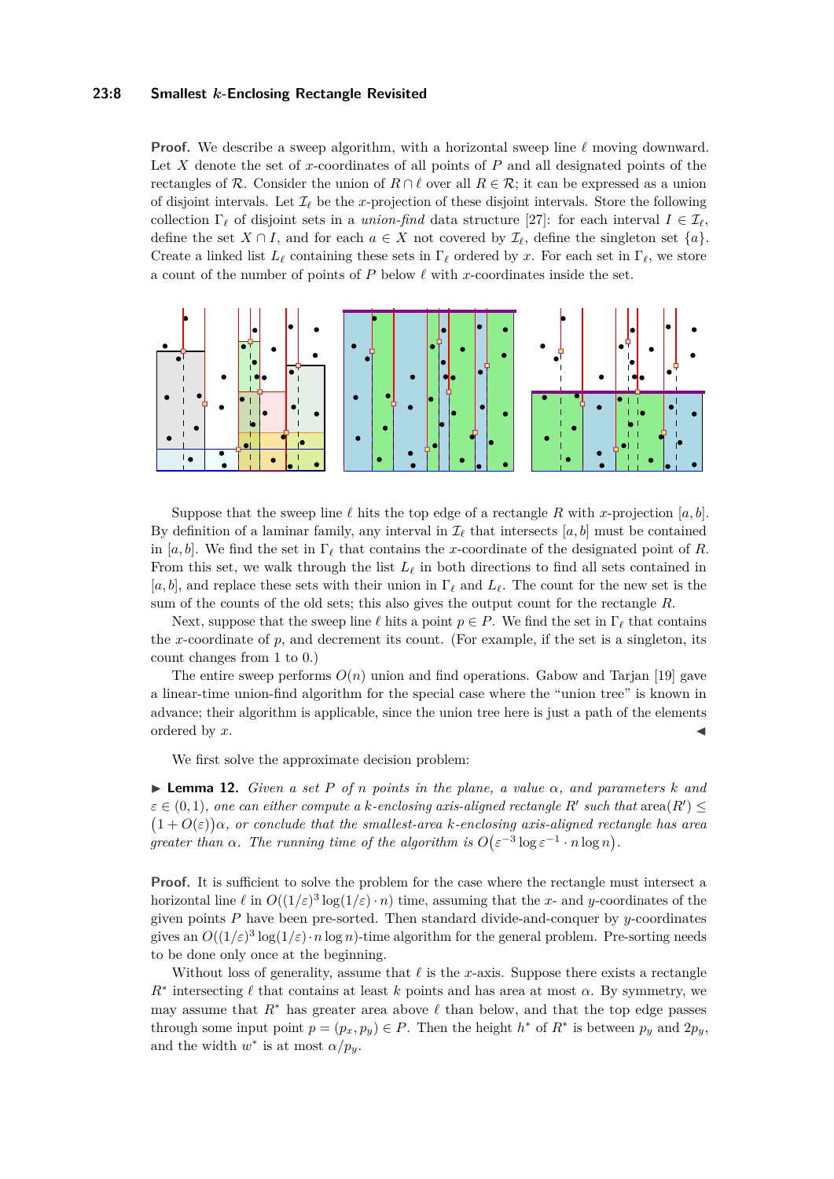**Proof.** We describe a sweep algorithm, with a horizontal sweep line $\ell$ moving downward. Let $X$ denote the set of $x$-coordinates of all points of $P$ and all designated points of the rectangles of $\mathcal{R}$. Consider the union of $R \cap \ell$ over all $R \in \mathcal{R}$; it can be expressed as a union of disjoint intervals. Let $\mathcal{I}_\ell$ be the $x$-projection of these disjoint intervals. Store the following collection $\Gamma_\ell$ of disjoint sets in a *union-find* data structure [27]: for each interval $I \in \mathcal{I}_\ell$, define the set $X \cap I$, and for each $a \in X$ not covered by $\mathcal{I}_\ell$, define the singleton set $\{a\}$. Create a linked list $L_\ell$ containing these sets in $\Gamma_\ell$ ordered by $x$. For each set in $\Gamma_\ell$, we store a count of the number of points of $P$ below $\ell$ with $x$-coordinates inside the set.

Suppose that the sweep line $\ell$ hits the top edge of a rectangle $R$ with $x$-projection $[a, b]$. By definition of a laminar family, any interval in $\mathcal{I}_\ell$ that intersects $[a, b]$ must be contained in $[a, b]$. We find the set in $\Gamma_\ell$ that contains the $x$-coordinate of the designated point of $R$. From this set, we walk through the list $L_\ell$ in both directions to find all sets contained in $[a, b]$, and replace these sets with their union in $\Gamma_\ell$ and $L_\ell$. The count for the new set is the sum of the counts of the old sets; this also gives the output count for the rectangle $R$.

Next, suppose that the sweep line $\ell$ hits a point $p \in P$. We find the set in $\Gamma_\ell$ that contains the $x$-coordinate of $p$, and decrement its count. (For example, if the set is a singleton, its count changes from 1 to 0.)

The entire sweep performs $O(n)$ union and find operations. Gabow and Tarjan [19] gave a linear-time union-find algorithm for the special case where the "union tree" is known in advance; their algorithm is applicable, since the union tree here is just a path of the elements ordered by $x$. ◀

We first solve the approximate decision problem:

▶ **Lemma 12.** *Given a set $P$ of $n$ points in the plane, a value $\alpha$, and parameters $k$ and $\varepsilon \in (0, 1)$, one can either compute a $k$-enclosing axis-aligned rectangle $R'$ such that $\text{area}(R') \le \big(1 + O(\varepsilon)\big)\alpha$, or conclude that the smallest-area $k$-enclosing axis-aligned rectangle has area greater than $\alpha$. The running time of the algorithm is $O\big(\varepsilon^{-3} \log \varepsilon^{-1} \cdot n \log n\big)$.*

**Proof.** It is sufficient to solve the problem for the case where the rectangle must intersect a horizontal line $\ell$ in $O((1/\varepsilon)^3 \log(1/\varepsilon) \cdot n)$ time, assuming that the $x$- and $y$-coordinates of the given points $P$ have been pre-sorted. Then standard divide-and-conquer by $y$-coordinates gives an $O((1/\varepsilon)^3 \log(1/\varepsilon) \cdot n \log n)$-time algorithm for the general problem. Pre-sorting needs to be done only once at the beginning.

Without loss of generality, assume that $\ell$ is the $x$-axis. Suppose there exists a rectangle $R^*$ intersecting $\ell$ that contains at least $k$ points and has area at most $\alpha$. By symmetry, we may assume that $R^*$ has greater area above $\ell$ than below, and that the top edge passes through some input point $p = (p_x, p_y) \in P$. Then the height $h^*$ of $R^*$ is between $p_y$ and $2p_y$, and the width $w^*$ is at most $\alpha/p_y$.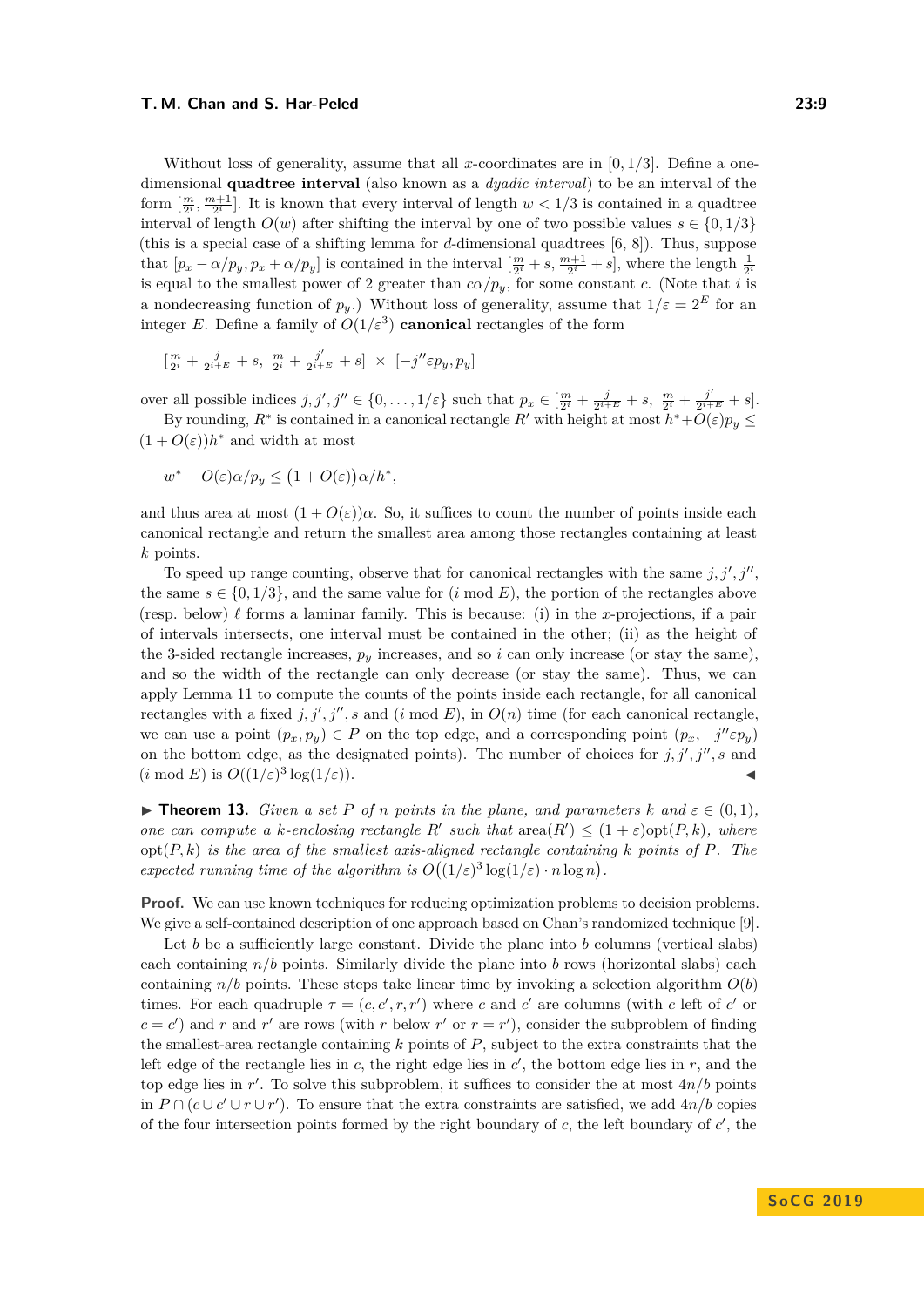Without loss of generality, assume that all $x$-coordinates are in $[0, 1/3]$. Define a one-dimensional **quadtree interval** (also known as a *dyadic interval*) to be an interval of the form $[\frac{m}{2^i}, \frac{m+1}{2^i}]$. It is known that every interval of length $w < 1/3$ is contained in a quadtree interval of length $O(w)$ after shifting the interval by one of two possible values $s \in \{0, 1/3\}$ (this is a special case of a shifting lemma for $d$-dimensional quadtrees [6, 8]). Thus, suppose that $[p_x - \alpha/p_y, p_x + \alpha/p_y]$ is contained in the interval $[\frac{m}{2^i} + s, \frac{m+1}{2^i} + s]$, where the length $\frac{1}{2^i}$ is equal to the smallest power of 2 greater than $c\alpha/p_y$, for some constant $c$. (Note that $i$ is a nondecreasing function of $p_y$.) Without loss of generality, assume that $1/\varepsilon = 2^E$ for an integer $E$. Define a family of $O(1/\varepsilon^3)$ **canonical** rectangles of the form

$$[\tfrac{m}{2^i} + \tfrac{j}{2^{i+E}} + s,\ \tfrac{m}{2^i} + \tfrac{j'}{2^{i+E}} + s] \ \times\ [-j''\varepsilon p_y, p_y]$$

over all possible indices $j, j', j'' \in \{0, \dots, 1/\varepsilon\}$ such that $p_x \in [\frac{m}{2^i} + \frac{j}{2^{i+E}} + s,\ \frac{m}{2^i} + \frac{j'}{2^{i+E}} + s]$.

By rounding, $R^*$ is contained in a canonical rectangle $R'$ with height at most $h^* + O(\varepsilon)p_y \leq (1 + O(\varepsilon))h^*$ and width at most

$$w^* + O(\varepsilon)\alpha/p_y \leq \big(1 + O(\varepsilon)\big)\alpha/h^*,$$

and thus area at most $(1 + O(\varepsilon))\alpha$. So, it suffices to count the number of points inside each canonical rectangle and return the smallest area among those rectangles containing at least $k$ points.

To speed up range counting, observe that for canonical rectangles with the same $j, j', j''$, the same $s \in \{0, 1/3\}$, and the same value for ($i$ mod $E$), the portion of the rectangles above (resp. below) $\ell$ forms a laminar family. This is because: (i) in the $x$-projections, if a pair of intervals intersects, one interval must be contained in the other; (ii) as the height of the 3-sided rectangle increases, $p_y$ increases, and so $i$ can only increase (or stay the same), and so the width of the rectangle can only decrease (or stay the same). Thus, we can apply Lemma 11 to compute the counts of the points inside each rectangle, for all canonical rectangles with a fixed $j, j', j'', s$ and ($i$ mod $E$), in $O(n)$ time (for each canonical rectangle, we can use a point $(p_x, p_y) \in P$ on the top edge, and a corresponding point $(p_x, -j''\varepsilon p_y)$ on the bottom edge, as the designated points). The number of choices for $j, j', j'', s$ and ($i$ mod $E$) is $O((1/\varepsilon)^3 \log(1/\varepsilon))$. ◀

▶ **Theorem 13.** *Given a set $P$ of $n$ points in the plane, and parameters $k$ and $\varepsilon \in (0, 1)$, one can compute a $k$-enclosing rectangle $R'$ such that $\mathrm{area}(R') \leq (1 + \varepsilon)\mathrm{opt}(P, k)$, where $\mathrm{opt}(P, k)$ is the area of the smallest axis-aligned rectangle containing $k$ points of $P$. The expected running time of the algorithm is $O\big((1/\varepsilon)^3 \log(1/\varepsilon) \cdot n \log n\big)$.*

**Proof.** We can use known techniques for reducing optimization problems to decision problems. We give a self-contained description of one approach based on Chan's randomized technique [9].

Let $b$ be a sufficiently large constant. Divide the plane into $b$ columns (vertical slabs) each containing $n/b$ points. Similarly divide the plane into $b$ rows (horizontal slabs) each containing $n/b$ points. These steps take linear time by invoking a selection algorithm $O(b)$ times. For each quadruple $\tau = (c, c', r, r')$ where $c$ and $c'$ are columns (with $c$ left of $c'$ or $c = c'$) and $r$ and $r'$ are rows (with $r$ below $r'$ or $r = r'$), consider the subproblem of finding the smallest-area rectangle containing $k$ points of $P$, subject to the extra constraints that the left edge of the rectangle lies in $c$, the right edge lies in $c'$, the bottom edge lies in $r$, and the top edge lies in $r'$. To solve this subproblem, it suffices to consider the at most $4n/b$ points in $P \cap (c \cup c' \cup r \cup r')$. To ensure that the extra constraints are satisfied, we add $4n/b$ copies of the four intersection points formed by the right boundary of $c$, the left boundary of $c'$, the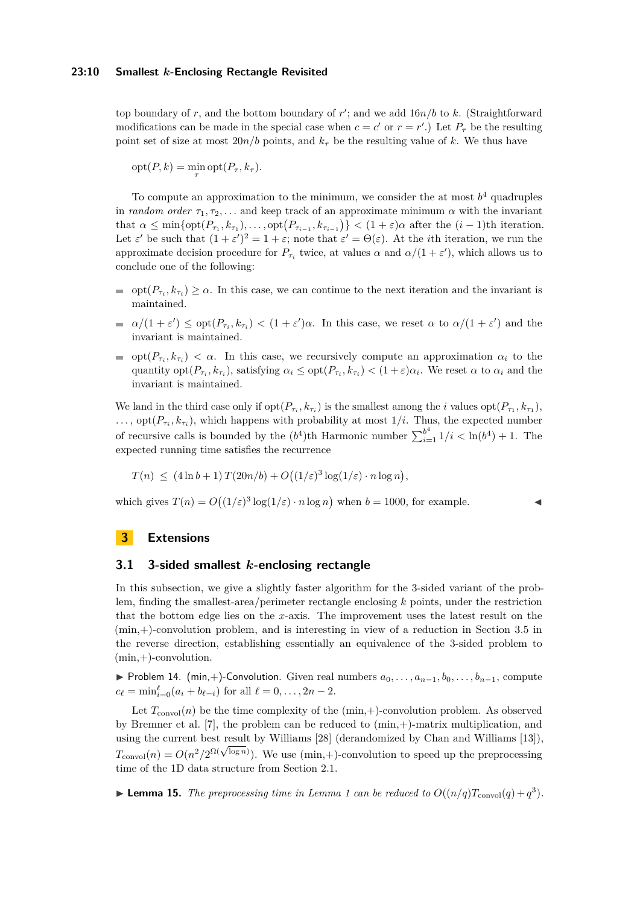top boundary of $r$, and the bottom boundary of $r'$; and we add $16n/b$ to $k$. (Straightforward modifications can be made in the special case when $c = c'$ or $r = r'$.) Let $P_\tau$ be the resulting point set of size at most $20n/b$ points, and $k_\tau$ be the resulting value of $k$. We thus have

$$\mathrm{opt}(P,k) = \min_\tau \mathrm{opt}(P_\tau, k_\tau).$$

To compute an approximation to the minimum, we consider the at most $b^4$ quadruples in *random order* $\tau_1, \tau_2, \ldots$ and keep track of an approximate minimum $\alpha$ with the invariant that $\alpha \le \min\{\mathrm{opt}(P_{\tau_1}, k_{\tau_1}), \ldots, \mathrm{opt}(P_{\tau_{i-1}}, k_{\tau_{i-1}})\} < (1+\varepsilon)\alpha$ after the $(i-1)$th iteration. Let $\varepsilon'$ be such that $(1+\varepsilon')^2 = 1+\varepsilon$; note that $\varepsilon' = \Theta(\varepsilon)$. At the $i$th iteration, we run the approximate decision procedure for $P_{\tau_i}$ twice, at values $\alpha$ and $\alpha/(1+\varepsilon')$, which allows us to conclude one of the following:

- $\mathrm{opt}(P_{\tau_i}, k_{\tau_i}) \ge \alpha$. In this case, we can continue to the next iteration and the invariant is maintained.
- $\alpha/(1+\varepsilon') \le \mathrm{opt}(P_{\tau_i}, k_{\tau_i}) < (1+\varepsilon')\alpha$. In this case, we reset $\alpha$ to $\alpha/(1+\varepsilon')$ and the invariant is maintained.
- $\mathrm{opt}(P_{\tau_i}, k_{\tau_i}) < \alpha$. In this case, we recursively compute an approximation $\alpha_i$ to the quantity $\mathrm{opt}(P_{\tau_i}, k_{\tau_i})$, satisfying $\alpha_i \le \mathrm{opt}(P_{\tau_i}, k_{\tau_i}) < (1+\varepsilon)\alpha_i$. We reset $\alpha$ to $\alpha_i$ and the invariant is maintained.

We land in the third case only if $\mathrm{opt}(P_{\tau_i}, k_{\tau_i})$ is the smallest among the $i$ values $\mathrm{opt}(P_{\tau_1}, k_{\tau_1})$, $\ldots$, $\mathrm{opt}(P_{\tau_i}, k_{\tau_i})$, which happens with probability at most $1/i$. Thus, the expected number of recursive calls is bounded by the $(b^4)$th Harmonic number $\sum_{i=1}^{b^4} 1/i < \ln(b^4) + 1$. The expected running time satisfies the recurrence

$$T(n) \le (4\ln b + 1)\, T(20n/b) + O\big((1/\varepsilon)^3 \log(1/\varepsilon) \cdot n \log n\big),$$

which gives $T(n) = O\big((1/\varepsilon)^3 \log(1/\varepsilon) \cdot n \log n\big)$ when $b = 1000$, for example. ◂

# 3 Extensions

## 3.1 3-sided smallest $k$-enclosing rectangle

In this subsection, we give a slightly faster algorithm for the 3-sided variant of the problem, finding the smallest-area/perimeter rectangle enclosing $k$ points, under the restriction that the bottom edge lies on the $x$-axis. The improvement uses the latest result on the (min,+)-convolution problem, and is interesting in view of a reduction in Section 3.5 in the reverse direction, establishing essentially an equivalence of the 3-sided problem to (min,+)-convolution.

▸ Problem 14. (min,+)-Convolution. Given real numbers $a_0, \ldots, a_{n-1}, b_0, \ldots, b_{n-1}$, compute $c_\ell = \min_{i=0}^{\ell}(a_i + b_{\ell-i})$ for all $\ell = 0, \ldots, 2n-2$.

Let $T_{\mathrm{convol}}(n)$ be the time complexity of the (min,+)-convolution problem. As observed by Bremner et al. [7], the problem can be reduced to (min,+)-matrix multiplication, and using the current best result by Williams [28] (derandomized by Chan and Williams [13]), $T_{\mathrm{convol}}(n) = O(n^2/2^{\Omega(\sqrt{\log n})})$. We use (min,+)-convolution to speed up the preprocessing time of the 1D data structure from Section 2.1.

▸ **Lemma 15.** *The preprocessing time in Lemma 1 can be reduced to $O((n/q)T_{\mathrm{convol}}(q) + q^3)$.*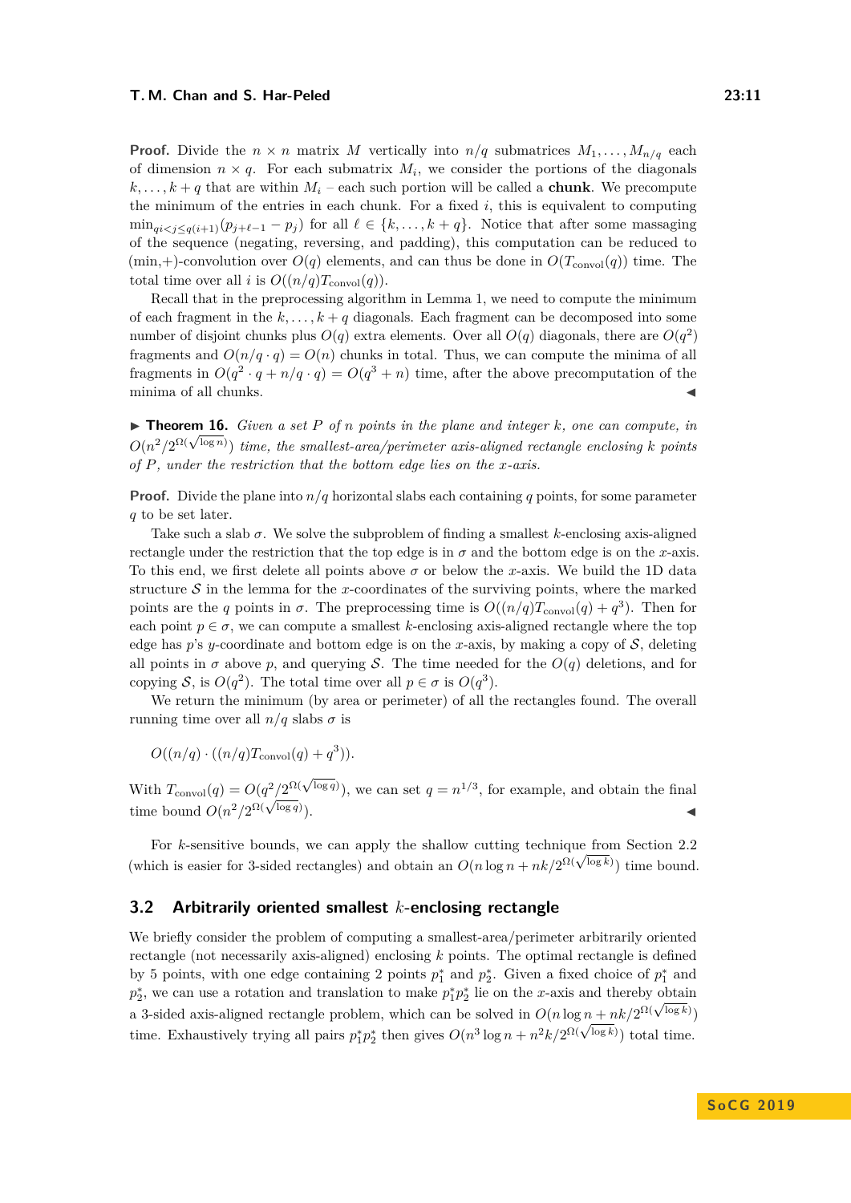**Proof.** Divide the $n \times n$ matrix $M$ vertically into $n/q$ submatrices $M_1, \ldots, M_{n/q}$ each of dimension $n \times q$. For each submatrix $M_i$, we consider the portions of the diagonals $k, \ldots, k+q$ that are within $M_i$ – each such portion will be called a **chunk**. We precompute the minimum of the entries in each chunk. For a fixed $i$, this is equivalent to computing $\min_{qi<j\leq q(i+1)}(p_{j+\ell-1} - p_j)$ for all $\ell \in \{k, \ldots, k+q\}$. Notice that after some massaging of the sequence (negating, reversing, and padding), this computation can be reduced to (min,+)-convolution over $O(q)$ elements, and can thus be done in $O(T_{\text{convol}}(q))$ time. The total time over all $i$ is $O((n/q)T_{\text{convol}}(q))$.

Recall that in the preprocessing algorithm in Lemma 1, we need to compute the minimum of each fragment in the $k, \ldots, k+q$ diagonals. Each fragment can be decomposed into some number of disjoint chunks plus $O(q)$ extra elements. Over all $O(q)$ diagonals, there are $O(q^2)$ fragments and $O(n/q \cdot q) = O(n)$ chunks in total. Thus, we can compute the minima of all fragments in $O(q^2 \cdot q + n/q \cdot q) = O(q^3 + n)$ time, after the above precomputation of the minima of all chunks. ◀

▶ **Theorem 16.** *Given a set $P$ of $n$ points in the plane and integer $k$, one can compute, in $O(n^2/2^{\Omega(\sqrt{\log n})})$ time, the smallest-area/perimeter axis-aligned rectangle enclosing $k$ points of $P$, under the restriction that the bottom edge lies on the $x$-axis.*

**Proof.** Divide the plane into $n/q$ horizontal slabs each containing $q$ points, for some parameter $q$ to be set later.

Take such a slab $\sigma$. We solve the subproblem of finding a smallest $k$-enclosing axis-aligned rectangle under the restriction that the top edge is in $\sigma$ and the bottom edge is on the $x$-axis. To this end, we first delete all points above $\sigma$ or below the $x$-axis. We build the 1D data structure $\mathcal{S}$ in the lemma for the $x$-coordinates of the surviving points, where the marked points are the $q$ points in $\sigma$. The preprocessing time is $O((n/q)T_{\text{convol}}(q) + q^3)$. Then for each point $p \in \sigma$, we can compute a smallest $k$-enclosing axis-aligned rectangle where the top edge has $p$'s $y$-coordinate and bottom edge is on the $x$-axis, by making a copy of $\mathcal{S}$, deleting all points in $\sigma$ above $p$, and querying $\mathcal{S}$. The time needed for the $O(q)$ deletions, and for copying $\mathcal{S}$, is $O(q^2)$. The total time over all $p \in \sigma$ is $O(q^3)$.

We return the minimum (by area or perimeter) of all the rectangles found. The overall running time over all $n/q$ slabs $\sigma$ is

$$O((n/q) \cdot ((n/q)T_{\text{convol}}(q) + q^3)).$$

With $T_{\text{convol}}(q) = O(q^2/2^{\Omega(\sqrt{\log q})})$, we can set $q = n^{1/3}$, for example, and obtain the final time bound $O(n^2/2^{\Omega(\sqrt{\log q})})$. ◀

For $k$-sensitive bounds, we can apply the shallow cutting technique from Section 2.2 (which is easier for 3-sided rectangles) and obtain an $O(n \log n + nk/2^{\Omega(\sqrt{\log k})})$ time bound.

## 3.2 Arbitrarily oriented smallest $k$-enclosing rectangle

We briefly consider the problem of computing a smallest-area/perimeter arbitrarily oriented rectangle (not necessarily axis-aligned) enclosing $k$ points. The optimal rectangle is defined by 5 points, with one edge containing 2 points $p_1^*$ and $p_2^*$. Given a fixed choice of $p_1^*$ and $p_2^*$, we can use a rotation and translation to make $p_1^* p_2^*$ lie on the $x$-axis and thereby obtain a 3-sided axis-aligned rectangle problem, which can be solved in $O(n \log n + nk/2^{\Omega(\sqrt{\log k})})$ time. Exhaustively trying all pairs $p_1^* p_2^*$ then gives $O(n^3 \log n + n^2 k/2^{\Omega(\sqrt{\log k})})$ total time.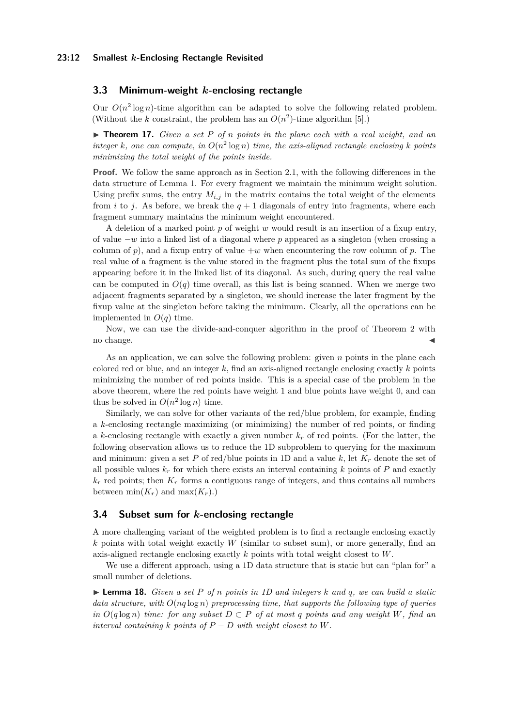## 3.3 Minimum-weight $k$-enclosing rectangle

Our $O(n^2 \log n)$-time algorithm can be adapted to solve the following related problem. (Without the $k$ constraint, the problem has an $O(n^2)$-time algorithm [5].)

▶ **Theorem 17.** *Given a set $P$ of $n$ points in the plane each with a real weight, and an integer $k$, one can compute, in $O(n^2 \log n)$ time, the axis-aligned rectangle enclosing $k$ points minimizing the total weight of the points inside.*

**Proof.** We follow the same approach as in Section 2.1, with the following differences in the data structure of Lemma 1. For every fragment we maintain the minimum weight solution. Using prefix sums, the entry $M_{i,j}$ in the matrix contains the total weight of the elements from $i$ to $j$. As before, we break the $q+1$ diagonals of entry into fragments, where each fragment summary maintains the minimum weight encountered.

A deletion of a marked point $p$ of weight $w$ would result is an insertion of a fixup entry, of value $-w$ into a linked list of a diagonal where $p$ appeared as a singleton (when crossing a column of $p$), and a fixup entry of value $+w$ when encountering the row column of $p$. The real value of a fragment is the value stored in the fragment plus the total sum of the fixups appearing before it in the linked list of its diagonal. As such, during query the real value can be computed in $O(q)$ time overall, as this list is being scanned. When we merge two adjacent fragments separated by a singleton, we should increase the later fragment by the fixup value at the singleton before taking the minimum. Clearly, all the operations can be implemented in $O(q)$ time.

Now, we can use the divide-and-conquer algorithm in the proof of Theorem 2 with no change. ◀

As an application, we can solve the following problem: given $n$ points in the plane each colored red or blue, and an integer $k$, find an axis-aligned rectangle enclosing exactly $k$ points minimizing the number of red points inside. This is a special case of the problem in the above theorem, where the red points have weight 1 and blue points have weight 0, and can thus be solved in $O(n^2 \log n)$ time.

Similarly, we can solve for other variants of the red/blue problem, for example, finding a $k$-enclosing rectangle maximizing (or minimizing) the number of red points, or finding a $k$-enclosing rectangle with exactly a given number $k_r$ of red points. (For the latter, the following observation allows us to reduce the 1D subproblem to querying for the maximum and minimum: given a set $P$ of red/blue points in 1D and a value $k$, let $K_r$ denote the set of all possible values $k_r$ for which there exists an interval containing $k$ points of $P$ and exactly $k_r$ red points; then $K_r$ forms a contiguous range of integers, and thus contains all numbers between $\min(K_r)$ and $\max(K_r)$.)

## 3.4 Subset sum for $k$-enclosing rectangle

A more challenging variant of the weighted problem is to find a rectangle enclosing exactly $k$ points with total weight exactly $W$ (similar to subset sum), or more generally, find an axis-aligned rectangle enclosing exactly $k$ points with total weight closest to $W$.

We use a different approach, using a 1D data structure that is static but can "plan for" a small number of deletions.

▶ **Lemma 18.** *Given a set $P$ of $n$ points in 1D and integers $k$ and $q$, we can build a static data structure, with $O(nq \log n)$ preprocessing time, that supports the following type of queries in $O(q \log n)$ time: for any subset $D \subset P$ of at most $q$ points and any weight $W$, find an interval containing $k$ points of $P - D$ with weight closest to $W$.*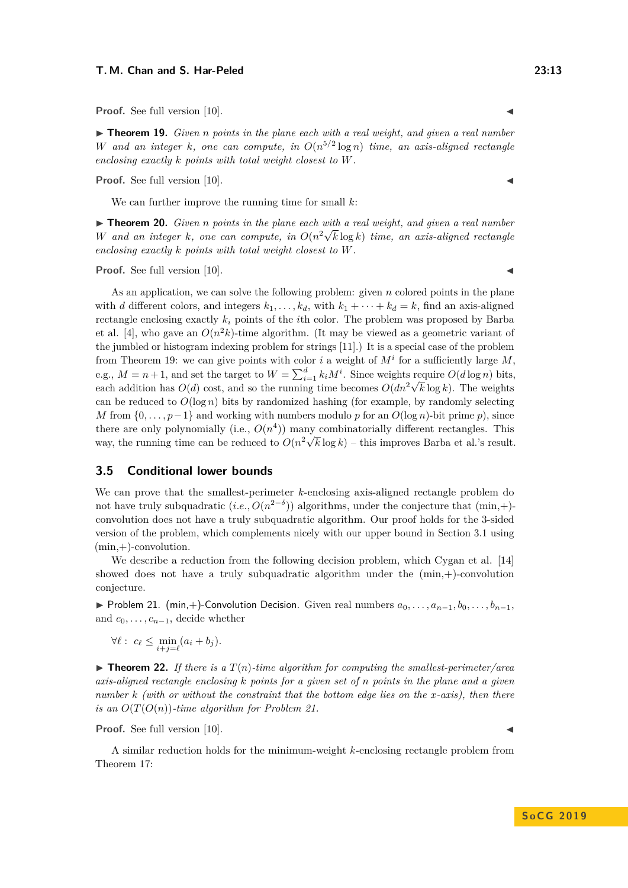**Proof.** See full version [10]. ◀

▶ **Theorem 19.** *Given $n$ points in the plane each with a real weight, and given a real number $W$ and an integer $k$, one can compute, in $O(n^{5/2} \log n)$ time, an axis-aligned rectangle enclosing exactly $k$ points with total weight closest to $W$.*

**Proof.** See full version [10]. ◀

We can further improve the running time for small $k$:

▶ **Theorem 20.** *Given $n$ points in the plane each with a real weight, and given a real number $W$ and an integer $k$, one can compute, in $O(n^2\sqrt{k} \log k)$ time, an axis-aligned rectangle enclosing exactly $k$ points with total weight closest to $W$.*

**Proof.** See full version [10]. ◀

As an application, we can solve the following problem: given $n$ colored points in the plane with $d$ different colors, and integers $k_1, \ldots, k_d$, with $k_1 + \cdots + k_d = k$, find an axis-aligned rectangle enclosing exactly $k_i$ points of the $i$th color. The problem was proposed by Barba et al. [4], who gave an $O(n^2 k)$-time algorithm. (It may be viewed as a geometric variant of the jumbled or histogram indexing problem for strings [11].) It is a special case of the problem from Theorem 19: we can give points with color $i$ a weight of $M^i$ for a sufficiently large $M$, e.g., $M = n+1$, and set the target to $W = \sum_{i=1}^{d} k_i M^i$. Since weights require $O(d \log n)$ bits, each addition has $O(d)$ cost, and so the running time becomes $O(dn^2\sqrt{k}\log k)$. The weights can be reduced to $O(\log n)$ bits by randomized hashing (for example, by randomly selecting $M$ from $\{0, \ldots, p-1\}$ and working with numbers modulo $p$ for an $O(\log n)$-bit prime $p$), since there are only polynomially (i.e., $O(n^4)$) many combinatorially different rectangles. This way, the running time can be reduced to $O(n^2\sqrt{k}\log k)$ – this improves Barba et al.'s result.

## 3.5 Conditional lower bounds

We can prove that the smallest-perimeter $k$-enclosing axis-aligned rectangle problem do not have truly subquadratic (*i.e.*, $O(n^{2-\delta})$) algorithms, under the conjecture that (min,+)-convolution does not have a truly subquadratic algorithm. Our proof holds for the 3-sided version of the problem, which complements nicely with our upper bound in Section 3.1 using (min,+)-convolution.

We describe a reduction from the following decision problem, which Cygan et al. [14] showed does not have a truly subquadratic algorithm under the (min,+)-convolution conjecture.

▶ Problem 21. (min,+)-Convolution Decision. Given real numbers $a_0, \ldots, a_{n-1}, b_0, \ldots, b_{n-1}$, and $c_0, \ldots, c_{n-1}$, decide whether

$$\forall \ell : \; c_\ell \leq \min_{i+j=\ell} (a_i + b_j).$$

▶ **Theorem 22.** *If there is a $T(n)$-time algorithm for computing the smallest-perimeter/area axis-aligned rectangle enclosing $k$ points for a given set of $n$ points in the plane and a given number $k$ (with or without the constraint that the bottom edge lies on the $x$-axis), then there is an $O(T(O(n))$-time algorithm for Problem 21.*

**Proof.** See full version [10]. ◀

A similar reduction holds for the minimum-weight $k$-enclosing rectangle problem from Theorem 17: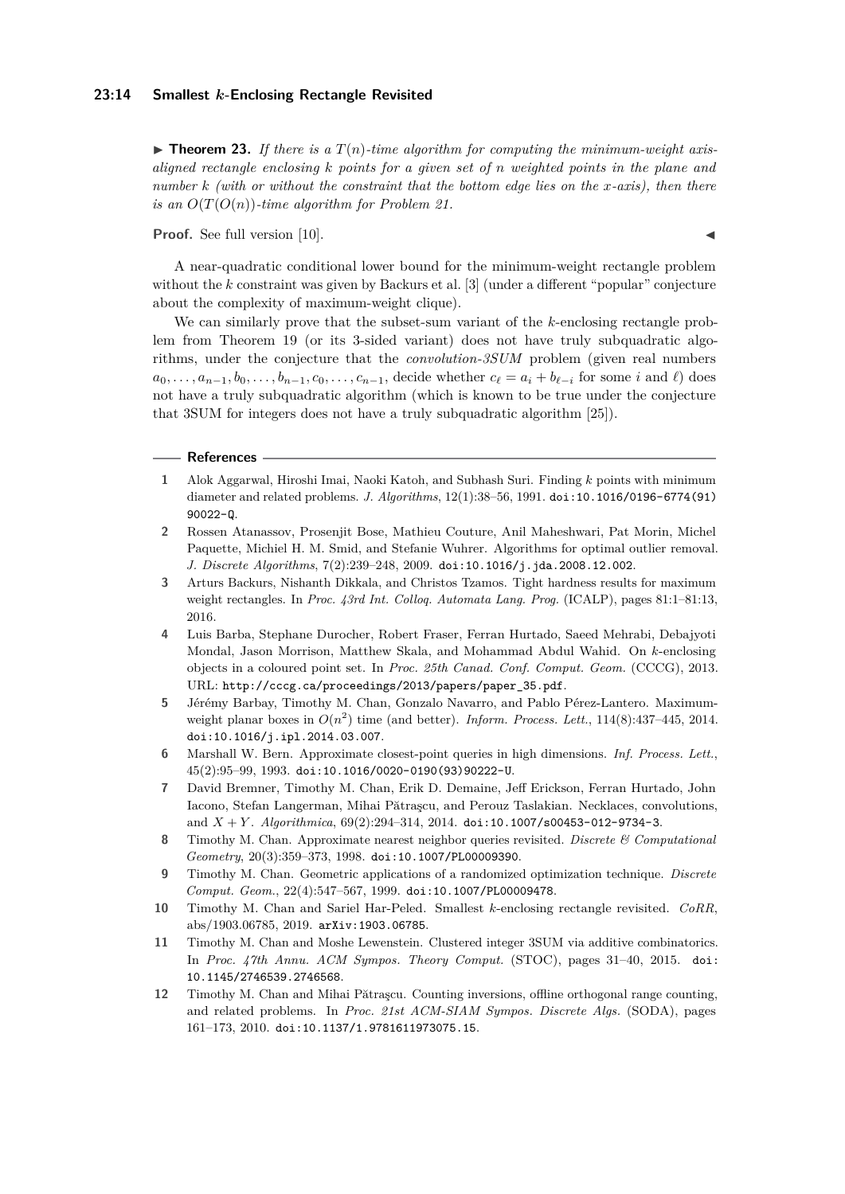**Theorem 23.** *If there is a $T(n)$-time algorithm for computing the minimum-weight axis-aligned rectangle enclosing $k$ points for a given set of $n$ weighted points in the plane and number $k$ (with or without the constraint that the bottom edge lies on the $x$-axis), then there is an $O(T(O(n))$-time algorithm for Problem 21.*

**Proof.** See full version [10]. ◀

A near-quadratic conditional lower bound for the minimum-weight rectangle problem without the $k$ constraint was given by Backurs et al. [3] (under a different "popular" conjecture about the complexity of maximum-weight clique).

We can similarly prove that the subset-sum variant of the $k$-enclosing rectangle problem from Theorem 19 (or its 3-sided variant) does not have truly subquadratic algorithms, under the conjecture that the *convolution-3SUM* problem (given real numbers $a_0, \dots, a_{n-1}, b_0, \dots, b_{n-1}, c_0, \dots, c_{n-1}$, decide whether $c_\ell = a_i + b_{\ell - i}$ for some $i$ and $\ell$) does not have a truly subquadratic algorithm (which is known to be true under the conjecture that 3SUM for integers does not have a truly subquadratic algorithm [25]).

## References

1. Alok Aggarwal, Hiroshi Imai, Naoki Katoh, and Subhash Suri. Finding $k$ points with minimum diameter and related problems. *J. Algorithms*, 12(1):38–56, 1991. doi:10.1016/0196-6774(91)90022-Q.
2. Rossen Atanassov, Prosenjit Bose, Mathieu Couture, Anil Maheshwari, Pat Morin, Michel Paquette, Michiel H. M. Smid, and Stefanie Wuhrer. Algorithms for optimal outlier removal. *J. Discrete Algorithms*, 7(2):239–248, 2009. doi:10.1016/j.jda.2008.12.002.
3. Arturs Backurs, Nishanth Dikkala, and Christos Tzamos. Tight hardness results for maximum weight rectangles. In *Proc. 43rd Int. Colloq. Automata Lang. Prog.* (ICALP), pages 81:1–81:13, 2016.
4. Luis Barba, Stephane Durocher, Robert Fraser, Ferran Hurtado, Saeed Mehrabi, Debajyoti Mondal, Jason Morrison, Matthew Skala, and Mohammad Abdul Wahid. On $k$-enclosing objects in a coloured point set. In *Proc. 25th Canad. Conf. Comput. Geom.* (CCCG), 2013. URL: http://cccg.ca/proceedings/2013/papers/paper_35.pdf.
5. Jérémy Barbay, Timothy M. Chan, Gonzalo Navarro, and Pablo Pérez-Lantero. Maximum-weight planar boxes in $O(n^2)$ time (and better). *Inform. Process. Lett.*, 114(8):437–445, 2014. doi:10.1016/j.ipl.2014.03.007.
6. Marshall W. Bern. Approximate closest-point queries in high dimensions. *Inf. Process. Lett.*, 45(2):95–99, 1993. doi:10.1016/0020-0190(93)90222-U.
7. David Bremner, Timothy M. Chan, Erik D. Demaine, Jeff Erickson, Ferran Hurtado, John Iacono, Stefan Langerman, Mihai Pătraşcu, and Perouz Taslakian. Necklaces, convolutions, and $X+Y$. *Algorithmica*, 69(2):294–314, 2014. doi:10.1007/s00453-012-9734-3.
8. Timothy M. Chan. Approximate nearest neighbor queries revisited. *Discrete & Computational Geometry*, 20(3):359–373, 1998. doi:10.1007/PL00009390.
9. Timothy M. Chan. Geometric applications of a randomized optimization technique. *Discrete Comput. Geom.*, 22(4):547–567, 1999. doi:10.1007/PL00009478.
10. Timothy M. Chan and Sariel Har-Peled. Smallest $k$-enclosing rectangle revisited. *CoRR*, abs/1903.06785, 2019. arXiv:1903.06785.
11. Timothy M. Chan and Moshe Lewenstein. Clustered integer 3SUM via additive combinatorics. In *Proc. 47th Annu. ACM Sympos. Theory Comput.* (STOC), pages 31–40, 2015. doi:10.1145/2746539.2746568.
12. Timothy M. Chan and Mihai Pătraşcu. Counting inversions, offline orthogonal range counting, and related problems. In *Proc. 21st ACM-SIAM Sympos. Discrete Algs.* (SODA), pages 161–173, 2010. doi:10.1137/1.9781611973075.15.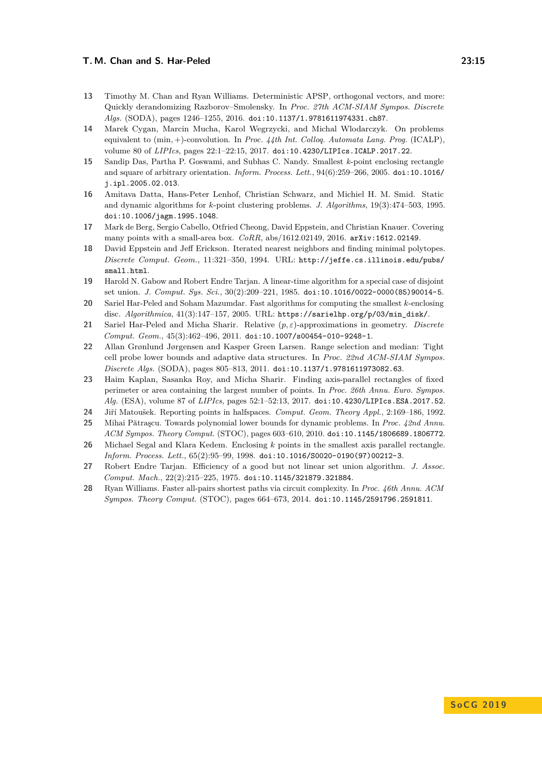13 Timothy M. Chan and Ryan Williams. Deterministic APSP, orthogonal vectors, and more: Quickly derandomizing Razborov–Smolensky. In *Proc. 27th ACM-SIAM Sympos. Discrete Algs.* (SODA), pages 1246–1255, 2016. doi:10.1137/1.9781611974331.ch87.

14 Marek Cygan, Marcin Mucha, Karol Wegrzycki, and Michal Wlodarczyk. On problems equivalent to $(\min, +)$-convolution. In *Proc. 44th Int. Colloq. Automata Lang. Prog.* (ICALP), volume 80 of *LIPIcs*, pages 22:1–22:15, 2017. doi:10.4230/LIPIcs.ICALP.2017.22.

15 Sandip Das, Partha P. Goswami, and Subhas C. Nandy. Smallest $k$-point enclosing rectangle and square of arbitrary orientation. *Inform. Process. Lett.*, 94(6):259–266, 2005. doi:10.1016/j.ipl.2005.02.013.

16 Amitava Datta, Hans-Peter Lenhof, Christian Schwarz, and Michiel H. M. Smid. Static and dynamic algorithms for $k$-point clustering problems. *J. Algorithms*, 19(3):474–503, 1995. doi:10.1006/jagm.1995.1048.

17 Mark de Berg, Sergio Cabello, Otfried Cheong, David Eppstein, and Christian Knauer. Covering many points with a small-area box. *CoRR*, abs/1612.02149, 2016. arXiv:1612.02149.

18 David Eppstein and Jeff Erickson. Iterated nearest neighbors and finding minimal polytopes. *Discrete Comput. Geom.*, 11:321–350, 1994. URL: http://jeffe.cs.illinois.edu/pubs/small.html.

19 Harold N. Gabow and Robert Endre Tarjan. A linear-time algorithm for a special case of disjoint set union. *J. Comput. Sys. Sci.*, 30(2):209–221, 1985. doi:10.1016/0022-0000(85)90014-5.

20 Sariel Har-Peled and Soham Mazumdar. Fast algorithms for computing the smallest $k$-enclosing disc. *Algorithmica*, 41(3):147–157, 2005. URL: https://sarielhp.org/p/03/min_disk/.

21 Sariel Har-Peled and Micha Sharir. Relative $(p, \varepsilon)$-approximations in geometry. *Discrete Comput. Geom.*, 45(3):462–496, 2011. doi:10.1007/s00454-010-9248-1.

22 Allan Grønlund Jørgensen and Kasper Green Larsen. Range selection and median: Tight cell probe lower bounds and adaptive data structures. In *Proc. 22nd ACM-SIAM Sympos. Discrete Algs.* (SODA), pages 805–813, 2011. doi:10.1137/1.9781611973082.63.

23 Haim Kaplan, Sasanka Roy, and Micha Sharir. Finding axis-parallel rectangles of fixed perimeter or area containing the largest number of points. In *Proc. 26th Annu. Euro. Sympos. Alg.* (ESA), volume 87 of *LIPIcs*, pages 52:1–52:13, 2017. doi:10.4230/LIPIcs.ESA.2017.52.

24 Jiří Matoušek. Reporting points in halfspaces. *Comput. Geom. Theory Appl.*, 2:169–186, 1992.

25 Mihai Pătraşcu. Towards polynomial lower bounds for dynamic problems. In *Proc. 42nd Annu. ACM Sympos. Theory Comput.* (STOC), pages 603–610, 2010. doi:10.1145/1806689.1806772.

26 Michael Segal and Klara Kedem. Enclosing $k$ points in the smallest axis parallel rectangle. *Inform. Process. Lett.*, 65(2):95–99, 1998. doi:10.1016/S0020-0190(97)00212-3.

27 Robert Endre Tarjan. Efficiency of a good but not linear set union algorithm. *J. Assoc. Comput. Mach.*, 22(2):215–225, 1975. doi:10.1145/321879.321884.

28 Ryan Williams. Faster all-pairs shortest paths via circuit complexity. In *Proc. 46th Annu. ACM Sympos. Theory Comput.* (STOC), pages 664–673, 2014. doi:10.1145/2591796.2591811.